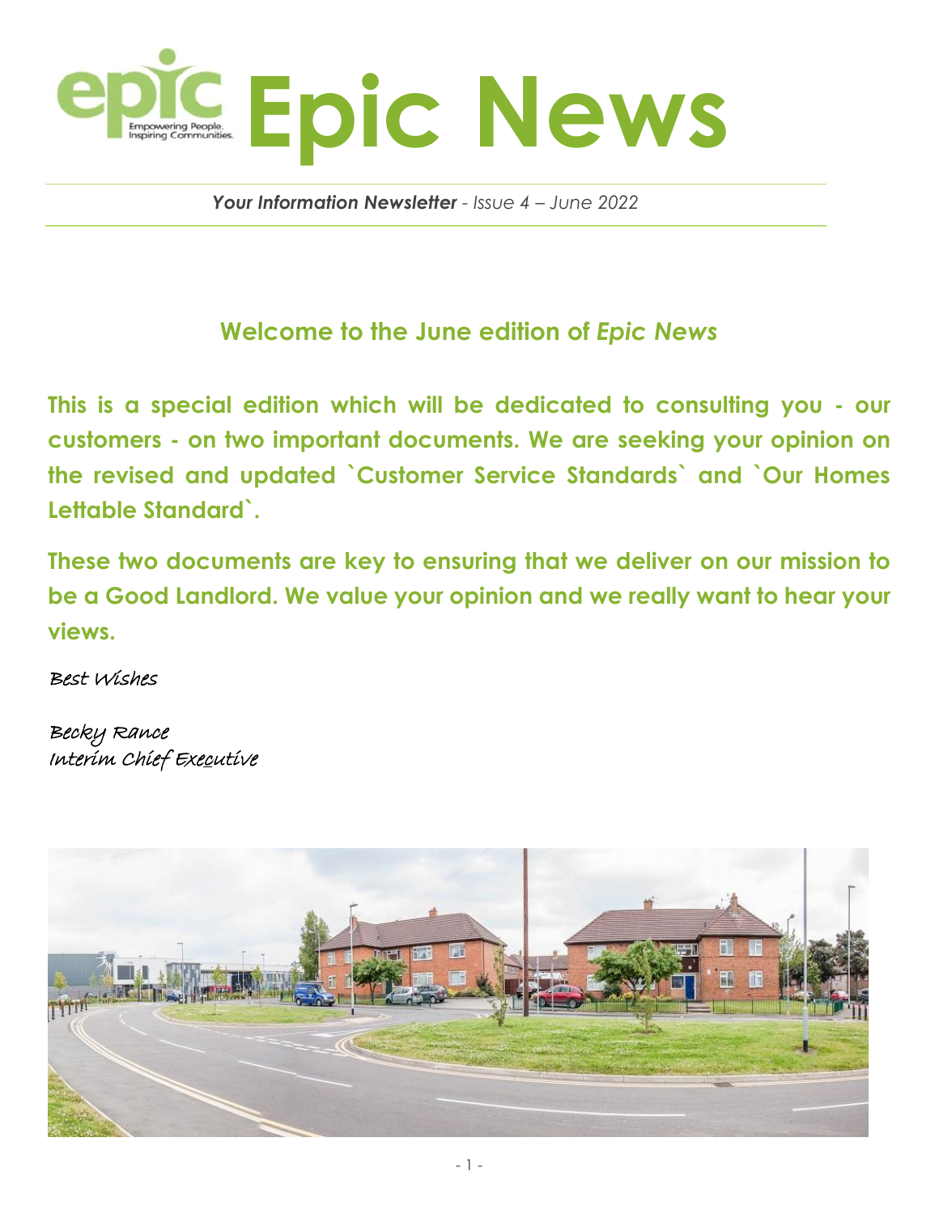# Epic News

*Empowering People. Inspiring Communities.*

***Your Information Newsletter** - Issue 4 – June 2022*

## Welcome to the June edition of *Epic News*

**This is a special edition which will be dedicated to consulting you - our customers - on two important documents. We are seeking your opinion on the revised and updated `Customer Service Standards` and `Our Homes Lettable Standard`.**

**These two documents are key to ensuring that we deliver on our mission to be a Good Landlord. We value your opinion and we really want to hear your views.**

Best Wishes

Becky Rance
Interim Chief Executive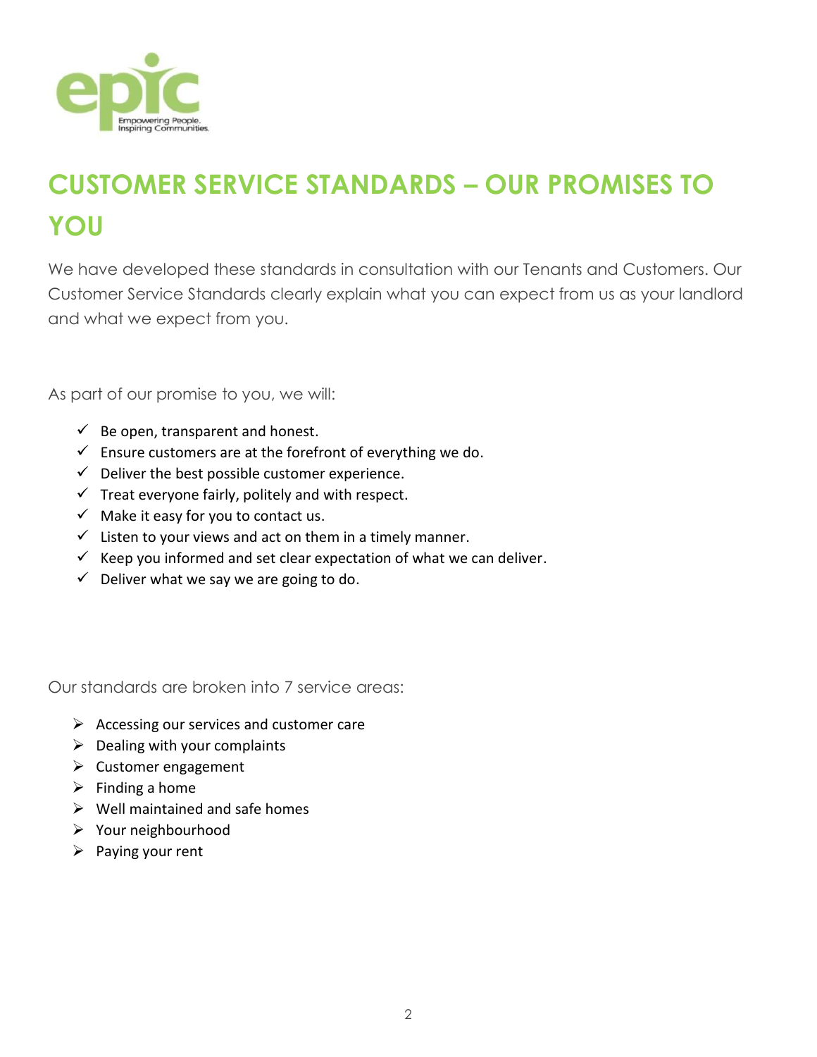# CUSTOMER SERVICE STANDARDS – OUR PROMISES TO YOU

We have developed these standards in consultation with our Tenants and Customers. Our Customer Service Standards clearly explain what you can expect from us as your landlord and what we expect from you.

As part of our promise to you, we will:

- ✓ Be open, transparent and honest.
- ✓ Ensure customers are at the forefront of everything we do.
- ✓ Deliver the best possible customer experience.
- ✓ Treat everyone fairly, politely and with respect.
- ✓ Make it easy for you to contact us.
- ✓ Listen to your views and act on them in a timely manner.
- ✓ Keep you informed and set clear expectation of what we can deliver.
- ✓ Deliver what we say we are going to do.

Our standards are broken into 7 service areas:

- Accessing our services and customer care
- Dealing with your complaints
- Customer engagement
- Finding a home
- Well maintained and safe homes
- Your neighbourhood
- Paying your rent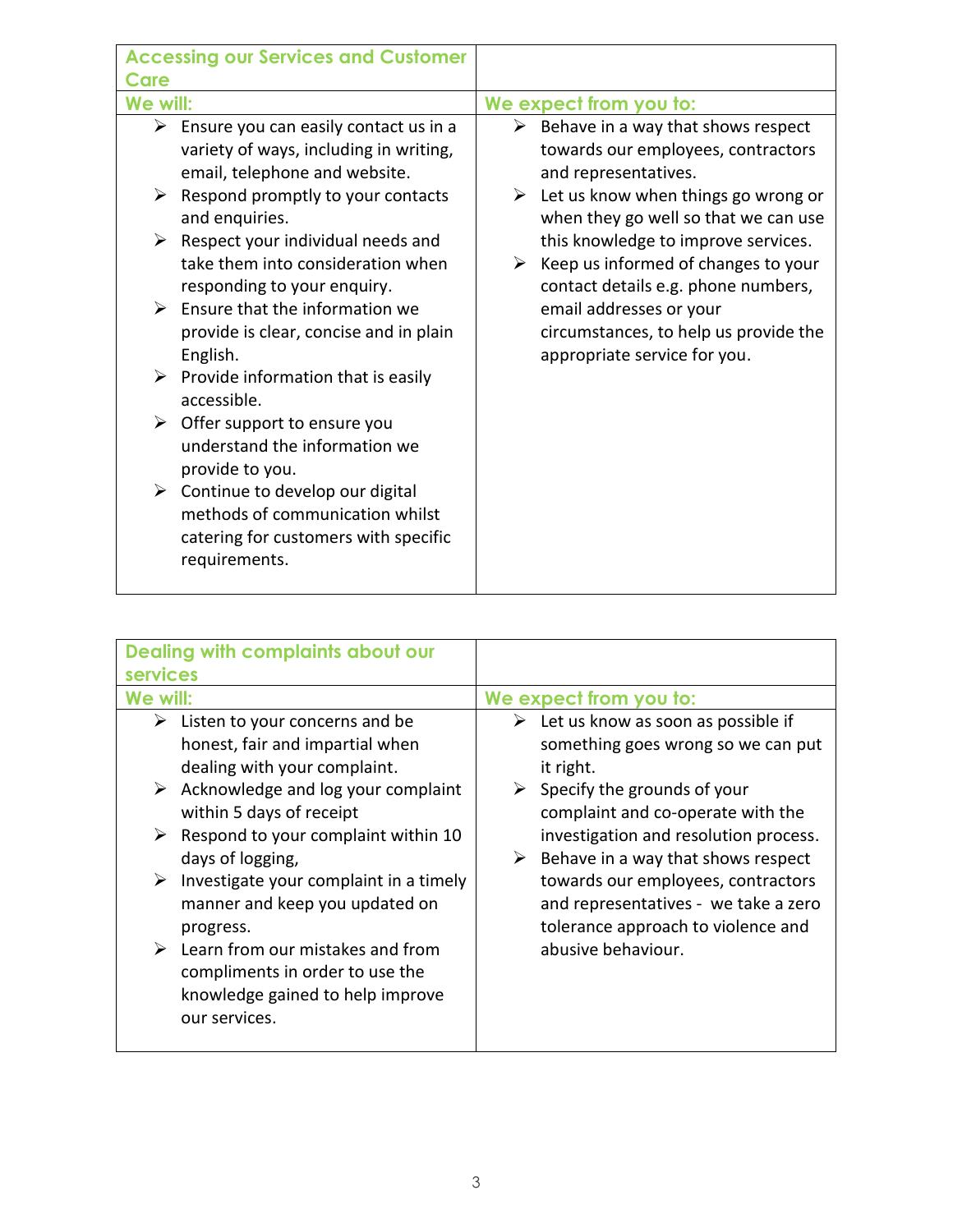| Accessing our Services and Customer Care | |
|---|---|
| **We will:** | **We expect from you to:** |
| <ul><li>Ensure you can easily contact us in a variety of ways, including in writing, email, telephone and website.</li><li>Respond promptly to your contacts and enquiries.</li><li>Respect your individual needs and take them into consideration when responding to your enquiry.</li><li>Ensure that the information we provide is clear, concise and in plain English.</li><li>Provide information that is easily accessible.</li><li>Offer support to ensure you understand the information we provide to you.</li><li>Continue to develop our digital methods of communication whilst catering for customers with specific requirements.</li></ul> | <ul><li>Behave in a way that shows respect towards our employees, contractors and representatives.</li><li>Let us know when things go wrong or when they go well so that we can use this knowledge to improve services.</li><li>Keep us informed of changes to your contact details e.g. phone numbers, email addresses or your circumstances, to help us provide the appropriate service for you.</li></ul> |

| Dealing with complaints about our services | |
|---|---|
| **We will:** | **We expect from you to:** |
| <ul><li>Listen to your concerns and be honest, fair and impartial when dealing with your complaint.</li><li>Acknowledge and log your complaint within 5 days of receipt</li><li>Respond to your complaint within 10 days of logging,</li><li>Investigate your complaint in a timely manner and keep you updated on progress.</li><li>Learn from our mistakes and from compliments in order to use the knowledge gained to help improve our services.</li></ul> | <ul><li>Let us know as soon as possible if something goes wrong so we can put it right.</li><li>Specify the grounds of your complaint and co-operate with the investigation and resolution process.</li><li>Behave in a way that shows respect towards our employees, contractors and representatives - we take a zero tolerance approach to violence and abusive behaviour.</li></ul> |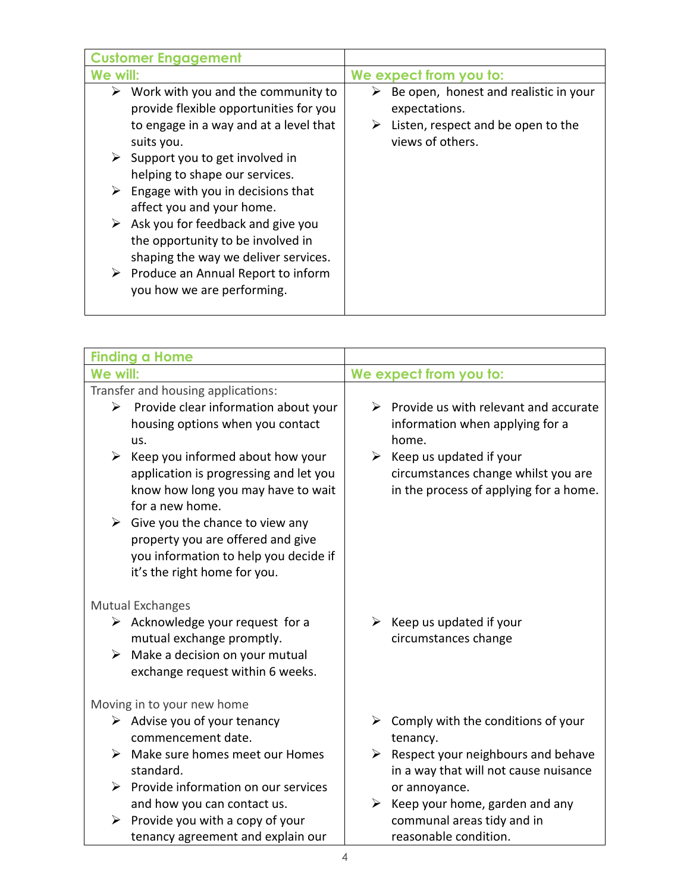| Customer Engagement | |
|---|---|
| **We will:** | **We expect from you to:** |
| ➢ Work with you and the community to provide flexible opportunities for you to engage in a way and at a level that suits you.<br>➢ Support you to get involved in helping to shape our services.<br>➢ Engage with you in decisions that affect you and your home.<br>➢ Ask you for feedback and give you the opportunity to be involved in shaping the way we deliver services.<br>➢ Produce an Annual Report to inform you how we are performing. | ➢ Be open, honest and realistic in your expectations.<br>➢ Listen, respect and be open to the views of others. |

| Finding a Home | |
|---|---|
| **We will:** | **We expect from you to:** |
| Transfer and housing applications:<br>➢ Provide clear information about your housing options when you contact us.<br>➢ Keep you informed about how your application is progressing and let you know how long you may have to wait for a new home.<br>➢ Give you the chance to view any property you are offered and give you information to help you decide if it's the right home for you. | ➢ Provide us with relevant and accurate information when applying for a home.<br>➢ Keep us updated if your circumstances change whilst you are in the process of applying for a home. |
| Mutual Exchanges<br>➢ Acknowledge your request for a mutual exchange promptly.<br>➢ Make a decision on your mutual exchange request within 6 weeks. | ➢ Keep us updated if your circumstances change |
| Moving in to your new home<br>➢ Advise you of your tenancy commencement date.<br>➢ Make sure homes meet our Homes standard.<br>➢ Provide information on our services and how you can contact us.<br>➢ Provide you with a copy of your tenancy agreement and explain our | ➢ Comply with the conditions of your tenancy.<br>➢ Respect your neighbours and behave in a way that will not cause nuisance or annoyance.<br>➢ Keep your home, garden and any communal areas tidy and in reasonable condition. |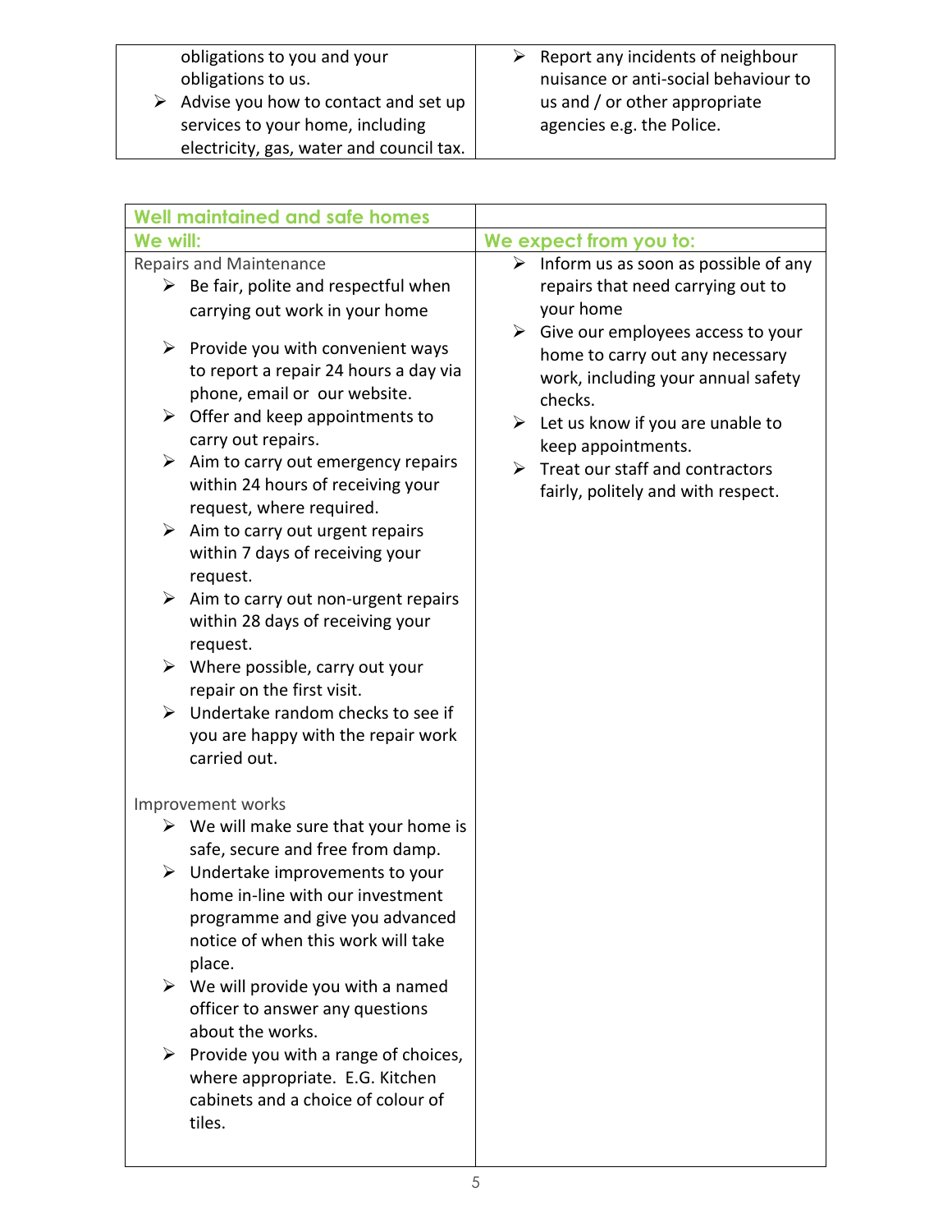| | |
|---|---|
| obligations to you and your obligations to us.<br>➢ Advise you how to contact and set up services to your home, including electricity, gas, water and council tax. | ➢ Report any incidents of neighbour nuisance or anti-social behaviour to us and / or other appropriate agencies e.g. the Police. |

| **Well maintained and safe homes** | |
|---|---|
| **We will:** | **We expect from you to:** |
| Repairs and Maintenance<br>➢ Be fair, polite and respectful when carrying out work in your home<br>➢ Provide you with convenient ways to report a repair 24 hours a day via phone, email or our website.<br>➢ Offer and keep appointments to carry out repairs.<br>➢ Aim to carry out emergency repairs within 24 hours of receiving your request, where required.<br>➢ Aim to carry out urgent repairs within 7 days of receiving your request.<br>➢ Aim to carry out non-urgent repairs within 28 days of receiving your request.<br>➢ Where possible, carry out your repair on the first visit.<br>➢ Undertake random checks to see if you are happy with the repair work carried out.<br><br>Improvement works<br>➢ We will make sure that your home is safe, secure and free from damp.<br>➢ Undertake improvements to your home in-line with our investment programme and give you advanced notice of when this work will take place.<br>➢ We will provide you with a named officer to answer any questions about the works.<br>➢ Provide you with a range of choices, where appropriate. E.G. Kitchen cabinets and a choice of colour of tiles. | ➢ Inform us as soon as possible of any repairs that need carrying out to your home<br>➢ Give our employees access to your home to carry out any necessary work, including your annual safety checks.<br>➢ Let us know if you are unable to keep appointments.<br>➢ Treat our staff and contractors fairly, politely and with respect. |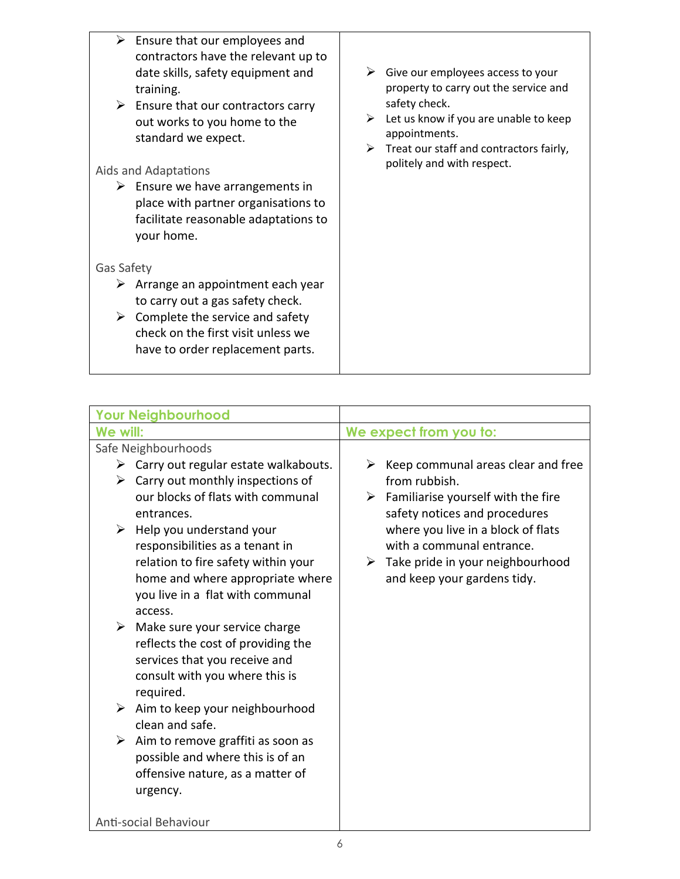| | |
|---|---|
| ➢ Ensure that our employees and contractors have the relevant up to date skills, safety equipment and training.<br>➢ Ensure that our contractors carry out works to you home to the standard we expect.<br><br>Aids and Adaptations<br>➢ Ensure we have arrangements in place with partner organisations to facilitate reasonable adaptations to your home.<br><br>Gas Safety<br>➢ Arrange an appointment each year to carry out a gas safety check.<br>➢ Complete the service and safety check on the first visit unless we have to order replacement parts. | ➢ Give our employees access to your property to carry out the service and safety check.<br>➢ Let us know if you are unable to keep appointments.<br>➢ Treat our staff and contractors fairly, politely and with respect. |

| **Your Neighbourhood** | |
|---|---|
| **We will:** | **We expect from you to:** |
| Safe Neighbourhoods<br>➢ Carry out regular estate walkabouts.<br>➢ Carry out monthly inspections of our blocks of flats with communal entrances.<br>➢ Help you understand your responsibilities as a tenant in relation to fire safety within your home and where appropriate where you live in a flat with communal access.<br>➢ Make sure your service charge reflects the cost of providing the services that you receive and consult with you where this is required.<br>➢ Aim to keep your neighbourhood clean and safe.<br>➢ Aim to remove graffiti as soon as possible and where this is of an offensive nature, as a matter of urgency.<br><br>Anti-social Behaviour | ➢ Keep communal areas clear and free from rubbish.<br>➢ Familiarise yourself with the fire safety notices and procedures where you live in a block of flats with a communal entrance.<br>➢ Take pride in your neighbourhood and keep your gardens tidy. |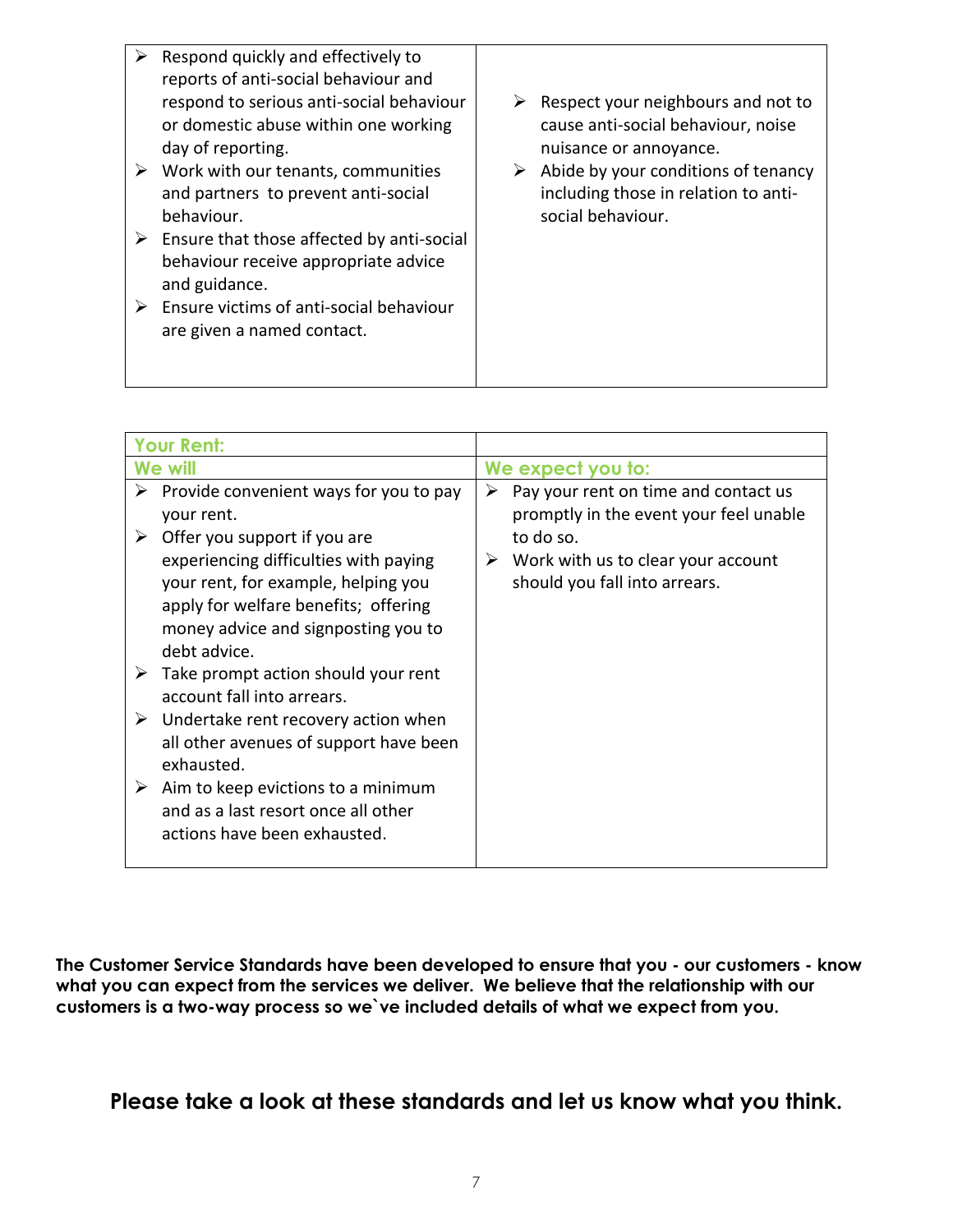| | |
|---|---|
| ➢ Respond quickly and effectively to reports of anti-social behaviour and respond to serious anti-social behaviour or domestic abuse within one working day of reporting.<br>➢ Work with our tenants, communities and partners to prevent anti-social behaviour.<br>➢ Ensure that those affected by anti-social behaviour receive appropriate advice and guidance.<br>➢ Ensure victims of anti-social behaviour are given a named contact. | ➢ Respect your neighbours and not to cause anti-social behaviour, noise nuisance or annoyance.<br>➢ Abide by your conditions of tenancy including those in relation to anti-social behaviour. |

| **Your Rent:** | |
|---|---|
| **We will** | **We expect you to:** |
| ➢ Provide convenient ways for you to pay your rent.<br>➢ Offer you support if you are experiencing difficulties with paying your rent, for example, helping you apply for welfare benefits; offering money advice and signposting you to debt advice.<br>➢ Take prompt action should your rent account fall into arrears.<br>➢ Undertake rent recovery action when all other avenues of support have been exhausted.<br>➢ Aim to keep evictions to a minimum and as a last resort once all other actions have been exhausted. | ➢ Pay your rent on time and contact us promptly in the event your feel unable to do so.<br>➢ Work with us to clear your account should you fall into arrears. |

**The Customer Service Standards have been developed to ensure that you - our customers - know what you can expect from the services we deliver. We believe that the relationship with our customers is a two-way process so we`ve included details of what we expect from you.**

## Please take a look at these standards and let us know what you think.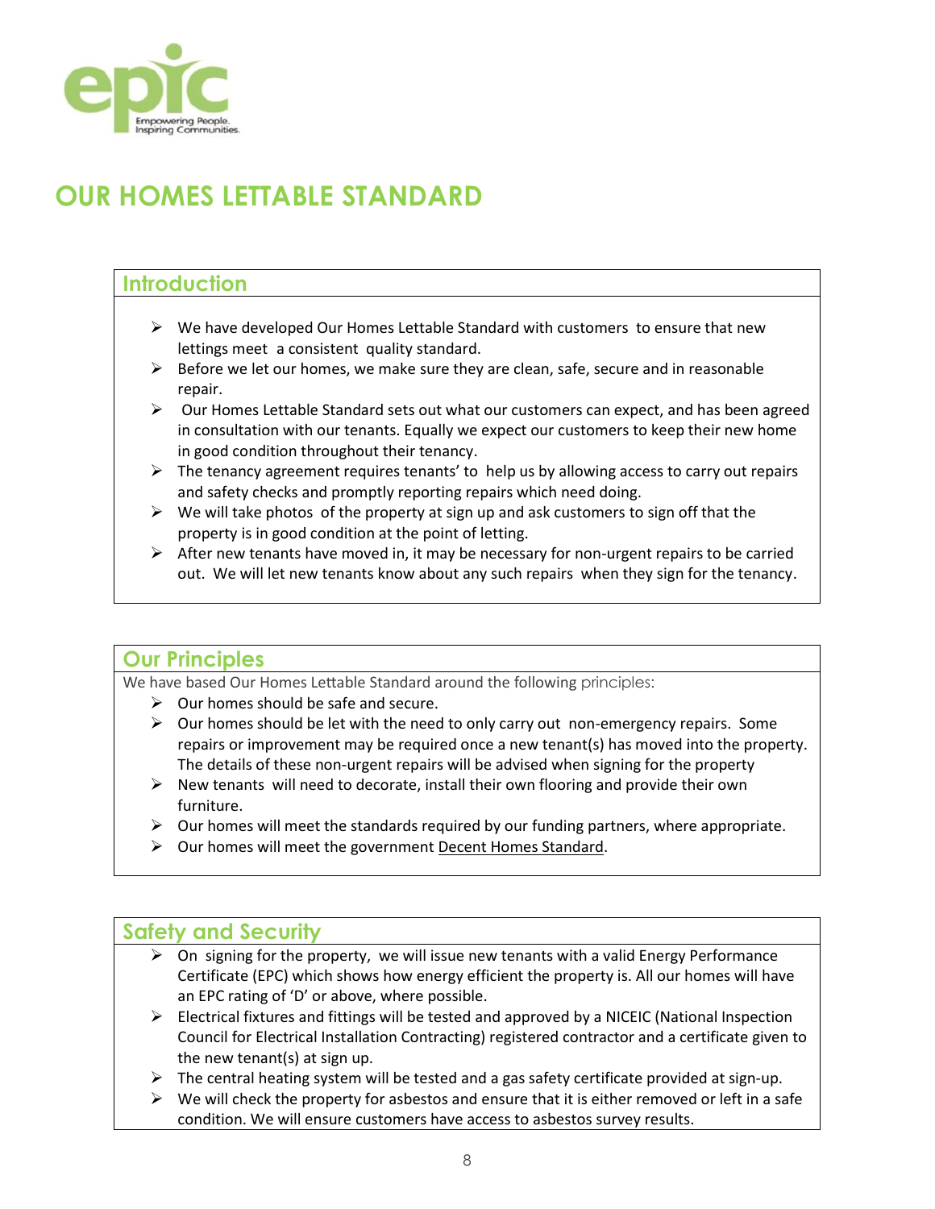# OUR HOMES LETTABLE STANDARD

## Introduction

- We have developed Our Homes Lettable Standard with customers to ensure that new lettings meet a consistent quality standard.
- Before we let our homes, we make sure they are clean, safe, secure and in reasonable repair.
- Our Homes Lettable Standard sets out what our customers can expect, and has been agreed in consultation with our tenants. Equally we expect our customers to keep their new home in good condition throughout their tenancy.
- The tenancy agreement requires tenants' to help us by allowing access to carry out repairs and safety checks and promptly reporting repairs which need doing.
- We will take photos of the property at sign up and ask customers to sign off that the property is in good condition at the point of letting.
- After new tenants have moved in, it may be necessary for non-urgent repairs to be carried out. We will let new tenants know about any such repairs when they sign for the tenancy.

## Our Principles

We have based Our Homes Lettable Standard around the following principles:

- Our homes should be safe and secure.
- Our homes should be let with the need to only carry out non-emergency repairs. Some repairs or improvement may be required once a new tenant(s) has moved into the property. The details of these non-urgent repairs will be advised when signing for the property
- New tenants will need to decorate, install their own flooring and provide their own furniture.
- Our homes will meet the standards required by our funding partners, where appropriate.
- Our homes will meet the government Decent Homes Standard.

## Safety and Security

- On signing for the property, we will issue new tenants with a valid Energy Performance Certificate (EPC) which shows how energy efficient the property is. All our homes will have an EPC rating of 'D' or above, where possible.
- Electrical fixtures and fittings will be tested and approved by a NICEIC (National Inspection Council for Electrical Installation Contracting) registered contractor and a certificate given to the new tenant(s) at sign up.
- The central heating system will be tested and a gas safety certificate provided at sign-up.
- We will check the property for asbestos and ensure that it is either removed or left in a safe condition. We will ensure customers have access to asbestos survey results.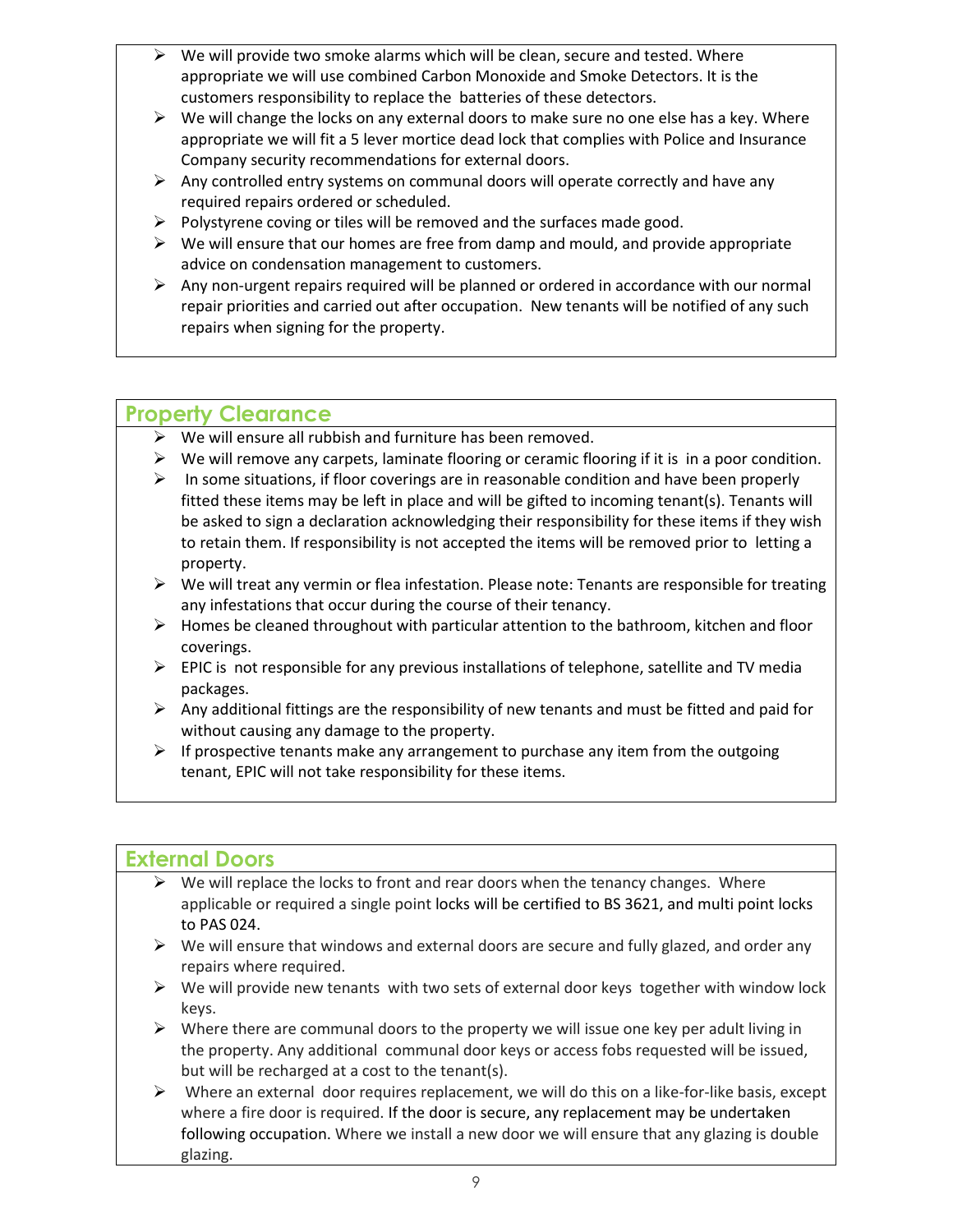- We will provide two smoke alarms which will be clean, secure and tested. Where appropriate we will use combined Carbon Monoxide and Smoke Detectors. It is the customers responsibility to replace the batteries of these detectors.
- We will change the locks on any external doors to make sure no one else has a key. Where appropriate we will fit a 5 lever mortice dead lock that complies with Police and Insurance Company security recommendations for external doors.
- Any controlled entry systems on communal doors will operate correctly and have any required repairs ordered or scheduled.
- Polystyrene coving or tiles will be removed and the surfaces made good.
- We will ensure that our homes are free from damp and mould, and provide appropriate advice on condensation management to customers.
- Any non-urgent repairs required will be planned or ordered in accordance with our normal repair priorities and carried out after occupation. New tenants will be notified of any such repairs when signing for the property.

## Property Clearance

- We will ensure all rubbish and furniture has been removed.
- We will remove any carpets, laminate flooring or ceramic flooring if it is in a poor condition.
- In some situations, if floor coverings are in reasonable condition and have been properly fitted these items may be left in place and will be gifted to incoming tenant(s). Tenants will be asked to sign a declaration acknowledging their responsibility for these items if they wish to retain them. If responsibility is not accepted the items will be removed prior to letting a property.
- We will treat any vermin or flea infestation. Please note: Tenants are responsible for treating any infestations that occur during the course of their tenancy.
- Homes be cleaned throughout with particular attention to the bathroom, kitchen and floor coverings.
- EPIC is not responsible for any previous installations of telephone, satellite and TV media packages.
- Any additional fittings are the responsibility of new tenants and must be fitted and paid for without causing any damage to the property.
- If prospective tenants make any arrangement to purchase any item from the outgoing tenant, EPIC will not take responsibility for these items.

## External Doors

- We will replace the locks to front and rear doors when the tenancy changes. Where applicable or required a single point locks will be certified to BS 3621, and multi point locks to PAS 024.
- We will ensure that windows and external doors are secure and fully glazed, and order any repairs where required.
- We will provide new tenants with two sets of external door keys together with window lock keys.
- Where there are communal doors to the property we will issue one key per adult living in the property. Any additional communal door keys or access fobs requested will be issued, but will be recharged at a cost to the tenant(s).
- Where an external door requires replacement, we will do this on a like-for-like basis, except where a fire door is required. If the door is secure, any replacement may be undertaken following occupation. Where we install a new door we will ensure that any glazing is double glazing.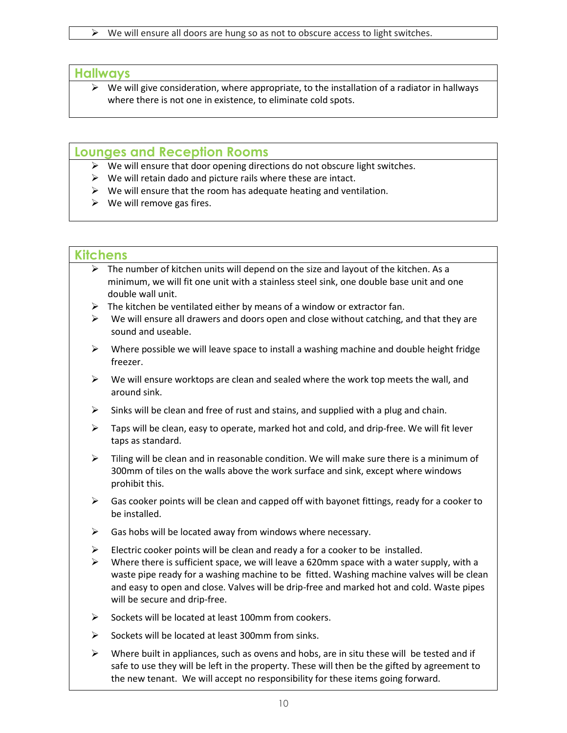- We will ensure all doors are hung so as not to obscure access to light switches.

## Hallways

- We will give consideration, where appropriate, to the installation of a radiator in hallways where there is not one in existence, to eliminate cold spots.

## Lounges and Reception Rooms

- We will ensure that door opening directions do not obscure light switches.
- We will retain dado and picture rails where these are intact.
- We will ensure that the room has adequate heating and ventilation.
- We will remove gas fires.

## Kitchens

- The number of kitchen units will depend on the size and layout of the kitchen. As a minimum, we will fit one unit with a stainless steel sink, one double base unit and one double wall unit.
- The kitchen be ventilated either by means of a window or extractor fan.
- We will ensure all drawers and doors open and close without catching, and that they are sound and useable.
- Where possible we will leave space to install a washing machine and double height fridge freezer.
- We will ensure worktops are clean and sealed where the work top meets the wall, and around sink.
- Sinks will be clean and free of rust and stains, and supplied with a plug and chain.
- Taps will be clean, easy to operate, marked hot and cold, and drip-free. We will fit lever taps as standard.
- Tiling will be clean and in reasonable condition. We will make sure there is a minimum of 300mm of tiles on the walls above the work surface and sink, except where windows prohibit this.
- Gas cooker points will be clean and capped off with bayonet fittings, ready for a cooker to be installed.
- Gas hobs will be located away from windows where necessary.
- Electric cooker points will be clean and ready a for a cooker to be installed.
- Where there is sufficient space, we will leave a 620mm space with a water supply, with a waste pipe ready for a washing machine to be fitted. Washing machine valves will be clean and easy to open and close. Valves will be drip-free and marked hot and cold. Waste pipes will be secure and drip-free.
- Sockets will be located at least 100mm from cookers.
- Sockets will be located at least 300mm from sinks.
- Where built in appliances, such as ovens and hobs, are in situ these will be tested and if safe to use they will be left in the property. These will then be the gifted by agreement to the new tenant. We will accept no responsibility for these items going forward.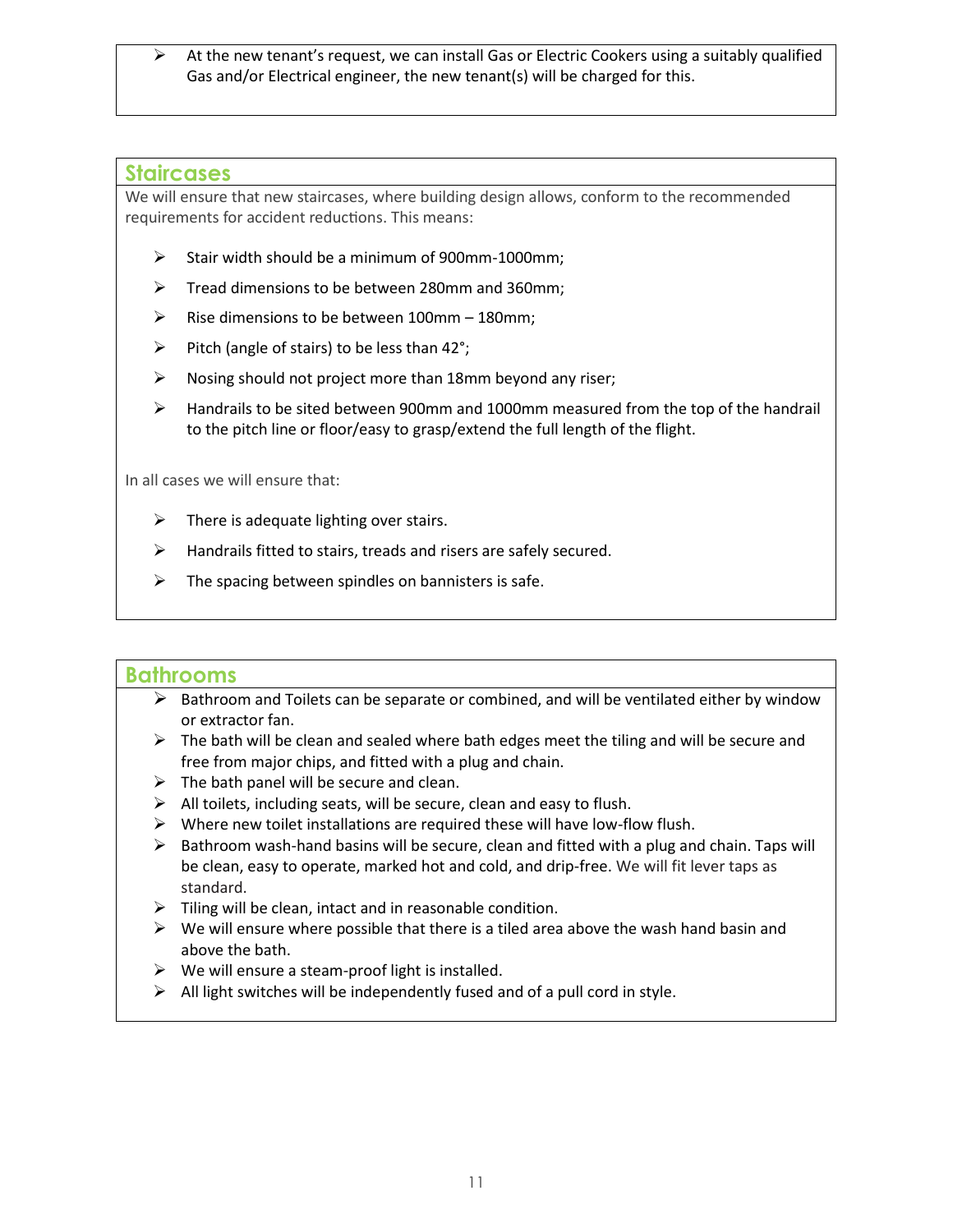- At the new tenant's request, we can install Gas or Electric Cookers using a suitably qualified Gas and/or Electrical engineer, the new tenant(s) will be charged for this.

## Staircases

We will ensure that new staircases, where building design allows, conform to the recommended requirements for accident reductions. This means:

- Stair width should be a minimum of 900mm-1000mm;
- Tread dimensions to be between 280mm and 360mm;
- Rise dimensions to be between 100mm – 180mm;
- Pitch (angle of stairs) to be less than 42°;
- Nosing should not project more than 18mm beyond any riser;
- Handrails to be sited between 900mm and 1000mm measured from the top of the handrail to the pitch line or floor/easy to grasp/extend the full length of the flight.

In all cases we will ensure that:

- There is adequate lighting over stairs.
- Handrails fitted to stairs, treads and risers are safely secured.
- The spacing between spindles on bannisters is safe.

## Bathrooms

- Bathroom and Toilets can be separate or combined, and will be ventilated either by window or extractor fan.
- The bath will be clean and sealed where bath edges meet the tiling and will be secure and free from major chips, and fitted with a plug and chain.
- The bath panel will be secure and clean.
- All toilets, including seats, will be secure, clean and easy to flush.
- Where new toilet installations are required these will have low-flow flush.
- Bathroom wash-hand basins will be secure, clean and fitted with a plug and chain. Taps will be clean, easy to operate, marked hot and cold, and drip-free. We will fit lever taps as standard.
- Tiling will be clean, intact and in reasonable condition.
- We will ensure where possible that there is a tiled area above the wash hand basin and above the bath.
- We will ensure a steam-proof light is installed.
- All light switches will be independently fused and of a pull cord in style.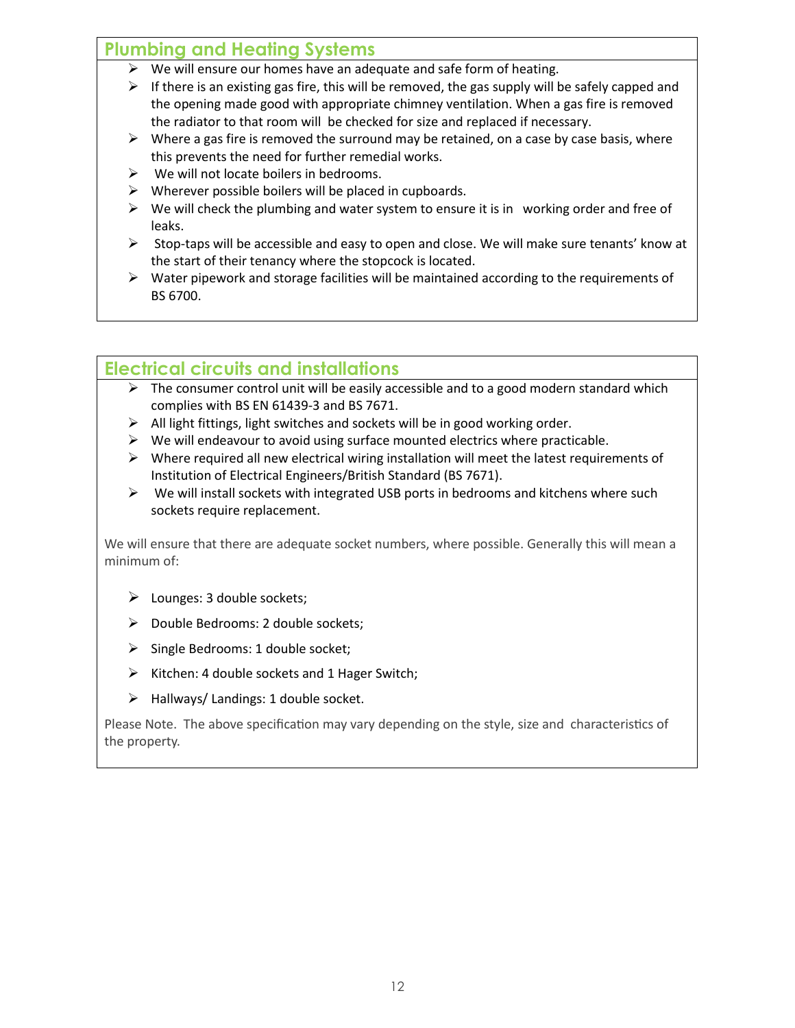## Plumbing and Heating Systems

- We will ensure our homes have an adequate and safe form of heating.
- If there is an existing gas fire, this will be removed, the gas supply will be safely capped and the opening made good with appropriate chimney ventilation. When a gas fire is removed the radiator to that room will be checked for size and replaced if necessary.
- Where a gas fire is removed the surround may be retained, on a case by case basis, where this prevents the need for further remedial works.
- We will not locate boilers in bedrooms.
- Wherever possible boilers will be placed in cupboards.
- We will check the plumbing and water system to ensure it is in working order and free of leaks.
- Stop-taps will be accessible and easy to open and close. We will make sure tenants' know at the start of their tenancy where the stopcock is located.
- Water pipework and storage facilities will be maintained according to the requirements of BS 6700.

## Electrical circuits and installations

- The consumer control unit will be easily accessible and to a good modern standard which complies with BS EN 61439-3 and BS 7671.
- All light fittings, light switches and sockets will be in good working order.
- We will endeavour to avoid using surface mounted electrics where practicable.
- Where required all new electrical wiring installation will meet the latest requirements of Institution of Electrical Engineers/British Standard (BS 7671).
- We will install sockets with integrated USB ports in bedrooms and kitchens where such sockets require replacement.

We will ensure that there are adequate socket numbers, where possible. Generally this will mean a minimum of:

- Lounges: 3 double sockets;
- Double Bedrooms: 2 double sockets;
- Single Bedrooms: 1 double socket;
- Kitchen: 4 double sockets and 1 Hager Switch;
- Hallways/ Landings: 1 double socket.

Please Note. The above specification may vary depending on the style, size and characteristics of the property.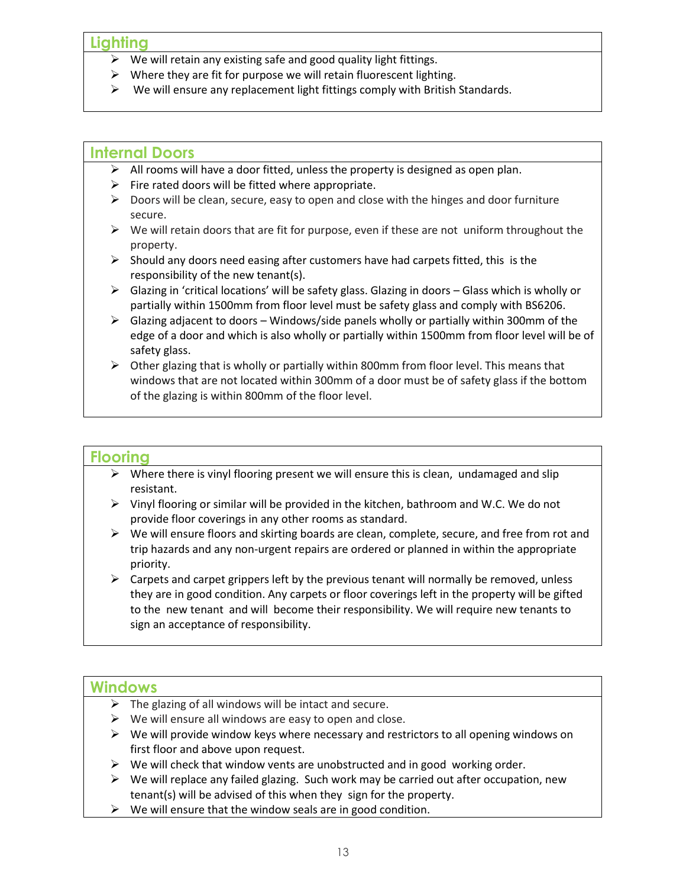## Lighting

- We will retain any existing safe and good quality light fittings.
- Where they are fit for purpose we will retain fluorescent lighting.
- We will ensure any replacement light fittings comply with British Standards.

## Internal Doors

- All rooms will have a door fitted, unless the property is designed as open plan.
- Fire rated doors will be fitted where appropriate.
- Doors will be clean, secure, easy to open and close with the hinges and door furniture secure.
- We will retain doors that are fit for purpose, even if these are not uniform throughout the property.
- Should any doors need easing after customers have had carpets fitted, this is the responsibility of the new tenant(s).
- Glazing in 'critical locations' will be safety glass. Glazing in doors – Glass which is wholly or partially within 1500mm from floor level must be safety glass and comply with BS6206.
- Glazing adjacent to doors – Windows/side panels wholly or partially within 300mm of the edge of a door and which is also wholly or partially within 1500mm from floor level will be of safety glass.
- Other glazing that is wholly or partially within 800mm from floor level. This means that windows that are not located within 300mm of a door must be of safety glass if the bottom of the glazing is within 800mm of the floor level.

## Flooring

- Where there is vinyl flooring present we will ensure this is clean, undamaged and slip resistant.
- Vinyl flooring or similar will be provided in the kitchen, bathroom and W.C. We do not provide floor coverings in any other rooms as standard.
- We will ensure floors and skirting boards are clean, complete, secure, and free from rot and trip hazards and any non-urgent repairs are ordered or planned in within the appropriate priority.
- Carpets and carpet grippers left by the previous tenant will normally be removed, unless they are in good condition. Any carpets or floor coverings left in the property will be gifted to the new tenant and will become their responsibility. We will require new tenants to sign an acceptance of responsibility.

## Windows

- The glazing of all windows will be intact and secure.
- We will ensure all windows are easy to open and close.
- We will provide window keys where necessary and restrictors to all opening windows on first floor and above upon request.
- We will check that window vents are unobstructed and in good working order.
- We will replace any failed glazing. Such work may be carried out after occupation, new tenant(s) will be advised of this when they sign for the property.
- We will ensure that the window seals are in good condition.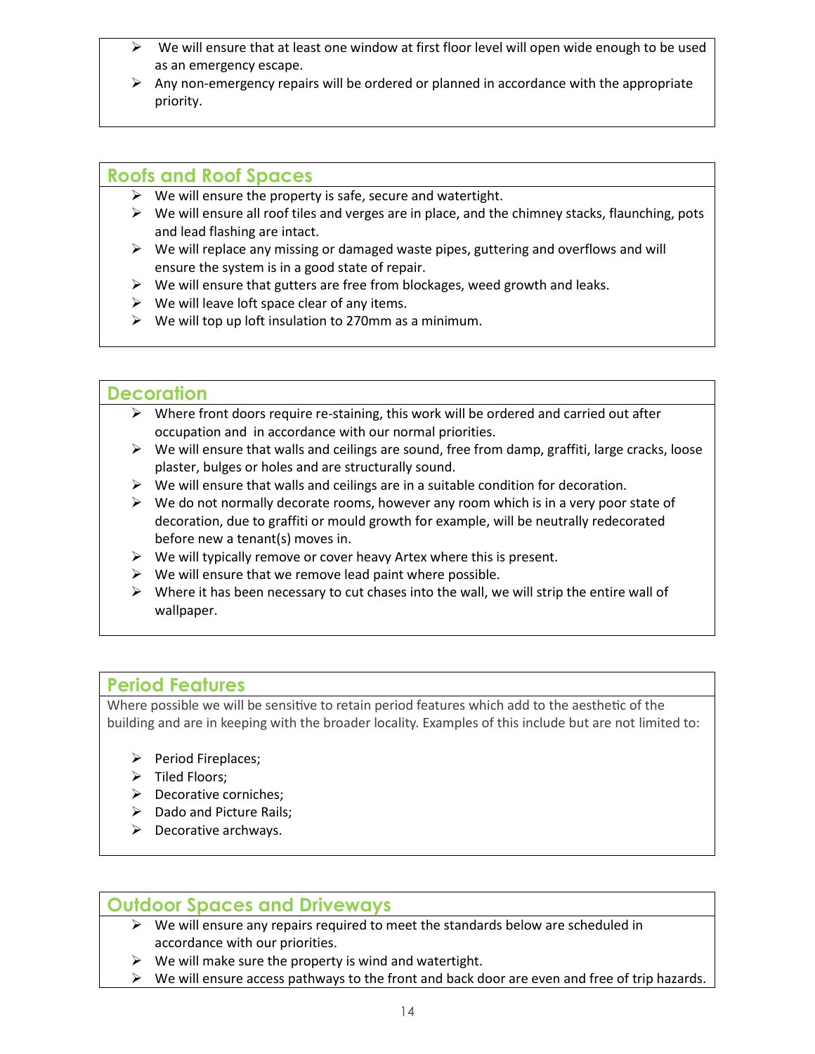- We will ensure that at least one window at first floor level will open wide enough to be used as an emergency escape.
- Any non-emergency repairs will be ordered or planned in accordance with the appropriate priority.

## Roofs and Roof Spaces

- We will ensure the property is safe, secure and watertight.
- We will ensure all roof tiles and verges are in place, and the chimney stacks, flaunching, pots and lead flashing are intact.
- We will replace any missing or damaged waste pipes, guttering and overflows and will ensure the system is in a good state of repair.
- We will ensure that gutters are free from blockages, weed growth and leaks.
- We will leave loft space clear of any items.
- We will top up loft insulation to 270mm as a minimum.

## Decoration

- Where front doors require re-staining, this work will be ordered and carried out after occupation and in accordance with our normal priorities.
- We will ensure that walls and ceilings are sound, free from damp, graffiti, large cracks, loose plaster, bulges or holes and are structurally sound.
- We will ensure that walls and ceilings are in a suitable condition for decoration.
- We do not normally decorate rooms, however any room which is in a very poor state of decoration, due to graffiti or mould growth for example, will be neutrally redecorated before new a tenant(s) moves in.
- We will typically remove or cover heavy Artex where this is present.
- We will ensure that we remove lead paint where possible.
- Where it has been necessary to cut chases into the wall, we will strip the entire wall of wallpaper.

## Period Features

Where possible we will be sensitive to retain period features which add to the aesthetic of the building and are in keeping with the broader locality. Examples of this include but are not limited to:

- Period Fireplaces;
- Tiled Floors;
- Decorative corniches;
- Dado and Picture Rails;
- Decorative archways.

## Outdoor Spaces and Driveways

- We will ensure any repairs required to meet the standards below are scheduled in accordance with our priorities.
- We will make sure the property is wind and watertight.
- We will ensure access pathways to the front and back door are even and free of trip hazards.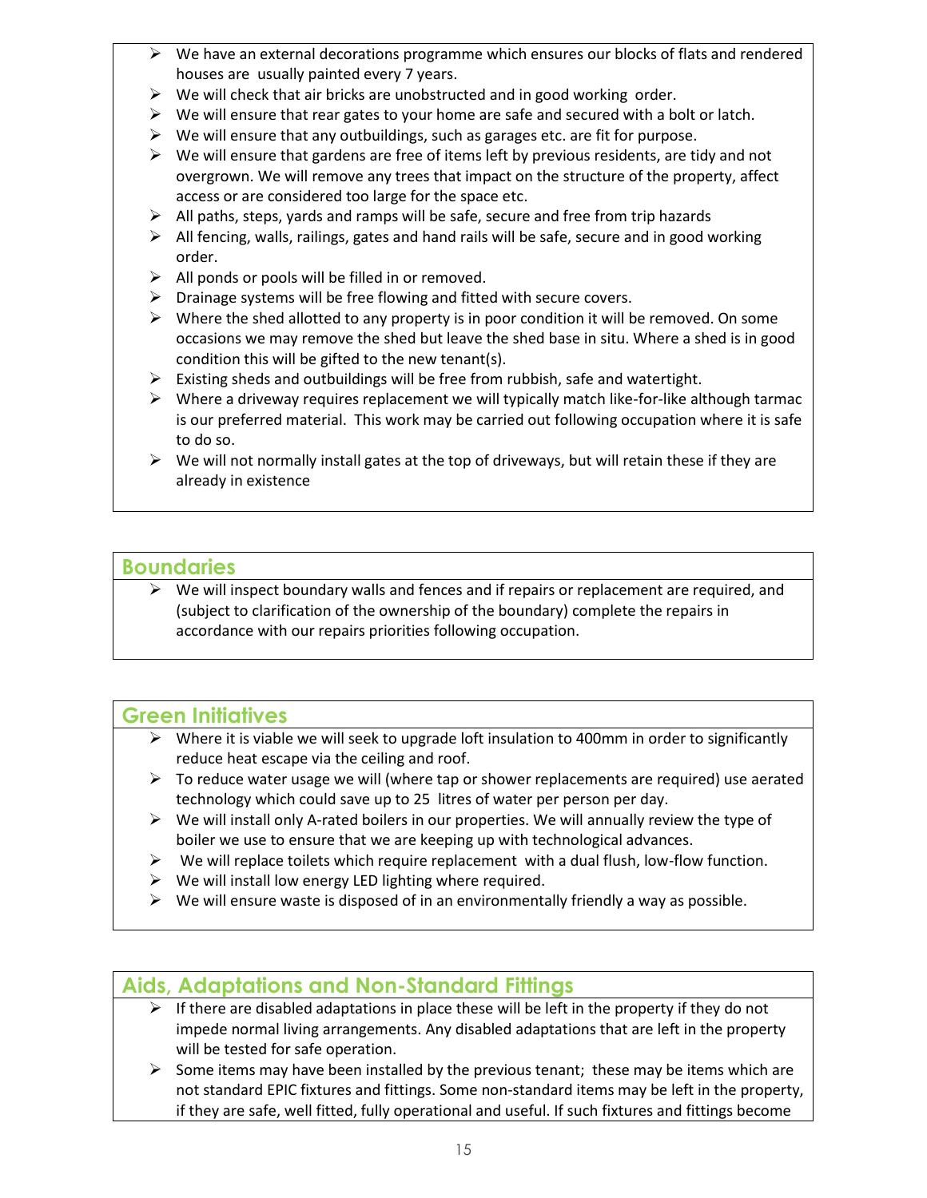- We have an external decorations programme which ensures our blocks of flats and rendered houses are usually painted every 7 years.
- We will check that air bricks are unobstructed and in good working order.
- We will ensure that rear gates to your home are safe and secured with a bolt or latch.
- We will ensure that any outbuildings, such as garages etc. are fit for purpose.
- We will ensure that gardens are free of items left by previous residents, are tidy and not overgrown. We will remove any trees that impact on the structure of the property, affect access or are considered too large for the space etc.
- All paths, steps, yards and ramps will be safe, secure and free from trip hazards
- All fencing, walls, railings, gates and hand rails will be safe, secure and in good working order.
- All ponds or pools will be filled in or removed.
- Drainage systems will be free flowing and fitted with secure covers.
- Where the shed allotted to any property is in poor condition it will be removed. On some occasions we may remove the shed but leave the shed base in situ. Where a shed is in good condition this will be gifted to the new tenant(s).
- Existing sheds and outbuildings will be free from rubbish, safe and watertight.
- Where a driveway requires replacement we will typically match like-for-like although tarmac is our preferred material. This work may be carried out following occupation where it is safe to do so.
- We will not normally install gates at the top of driveways, but will retain these if they are already in existence

## Boundaries

- We will inspect boundary walls and fences and if repairs or replacement are required, and (subject to clarification of the ownership of the boundary) complete the repairs in accordance with our repairs priorities following occupation.

## Green Initiatives

- Where it is viable we will seek to upgrade loft insulation to 400mm in order to significantly reduce heat escape via the ceiling and roof.
- To reduce water usage we will (where tap or shower replacements are required) use aerated technology which could save up to 25 litres of water per person per day.
- We will install only A-rated boilers in our properties. We will annually review the type of boiler we use to ensure that we are keeping up with technological advances.
- We will replace toilets which require replacement with a dual flush, low-flow function.
- We will install low energy LED lighting where required.
- We will ensure waste is disposed of in an environmentally friendly a way as possible.

## Aids, Adaptations and Non-Standard Fittings

- If there are disabled adaptations in place these will be left in the property if they do not impede normal living arrangements. Any disabled adaptations that are left in the property will be tested for safe operation.
- Some items may have been installed by the previous tenant; these may be items which are not standard EPIC fixtures and fittings. Some non-standard items may be left in the property, if they are safe, well fitted, fully operational and useful. If such fixtures and fittings become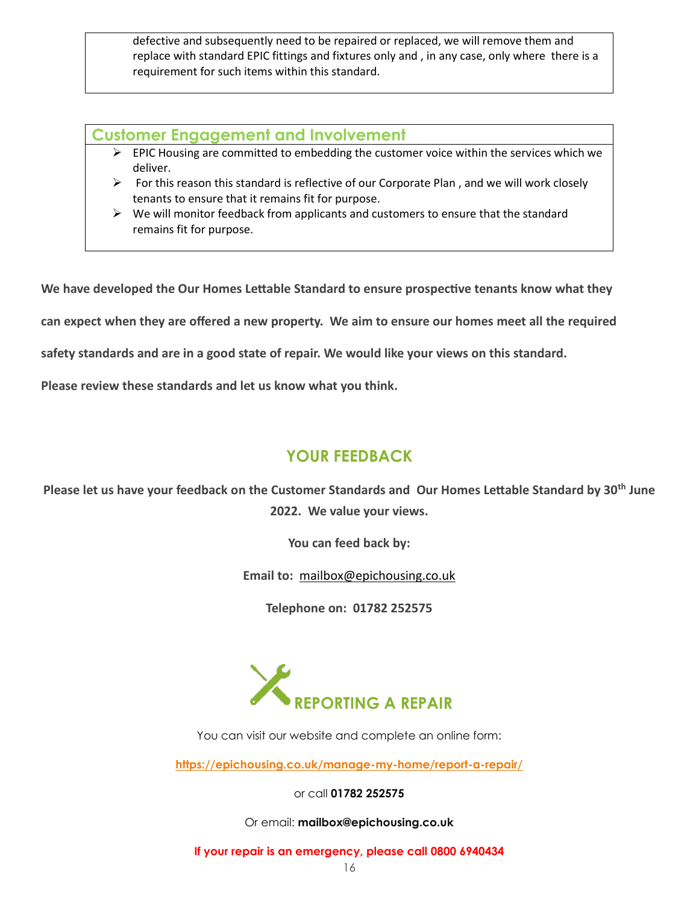defective and subsequently need to be repaired or replaced, we will remove them and replace with standard EPIC fittings and fixtures only and , in any case, only where there is a requirement for such items within this standard.

## Customer Engagement and Involvement

- EPIC Housing are committed to embedding the customer voice within the services which we deliver.
- For this reason this standard is reflective of our Corporate Plan , and we will work closely tenants to ensure that it remains fit for purpose.
- We will monitor feedback from applicants and customers to ensure that the standard remains fit for purpose.

**We have developed the Our Homes Lettable Standard to ensure prospective tenants know what they can expect when they are offered a new property. We aim to ensure our homes meet all the required safety standards and are in a good state of repair. We would like your views on this standard.**

**Please review these standards and let us know what you think.**

## YOUR FEEDBACK

**Please let us have your feedback on the Customer Standards and Our Homes Lettable Standard by 30th June 2022. We value your views.**

**You can feed back by:**

**Email to:** mailbox@epichousing.co.uk

**Telephone on: 01782 252575**

## REPORTING A REPAIR

You can visit our website and complete an online form:

**https://epichousing.co.uk/manage-my-home/report-a-repair/**

or call **01782 252575**

Or email: **mailbox@epichousing.co.uk**

**If your repair is an emergency, please call 0800 6940434**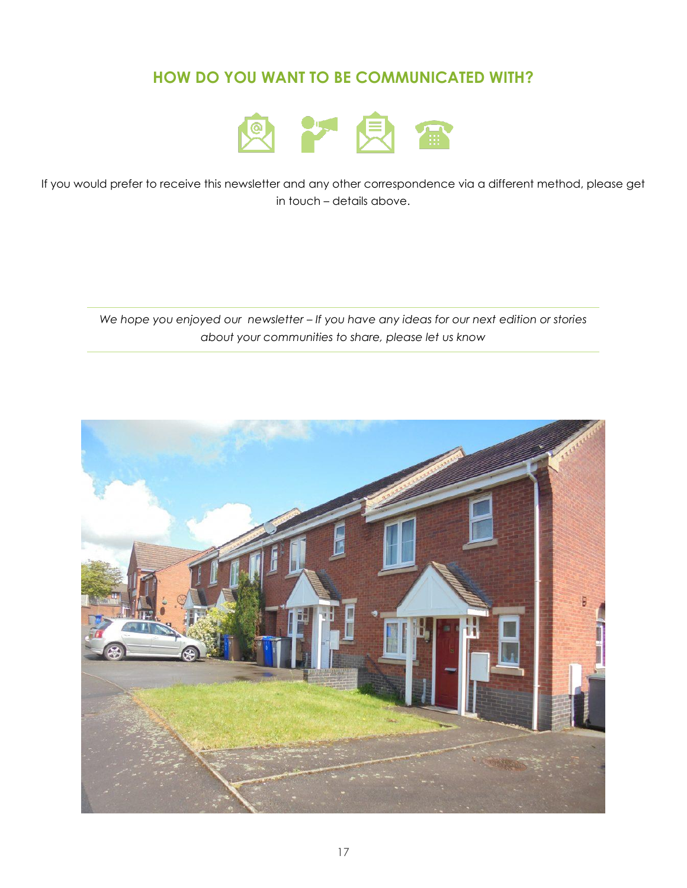## HOW DO YOU WANT TO BE COMMUNICATED WITH?

If you would prefer to receive this newsletter and any other correspondence via a different method, please get in touch – details above.

*We hope you enjoyed our newsletter – If you have any ideas for our next edition or stories about your communities to share, please let us know*